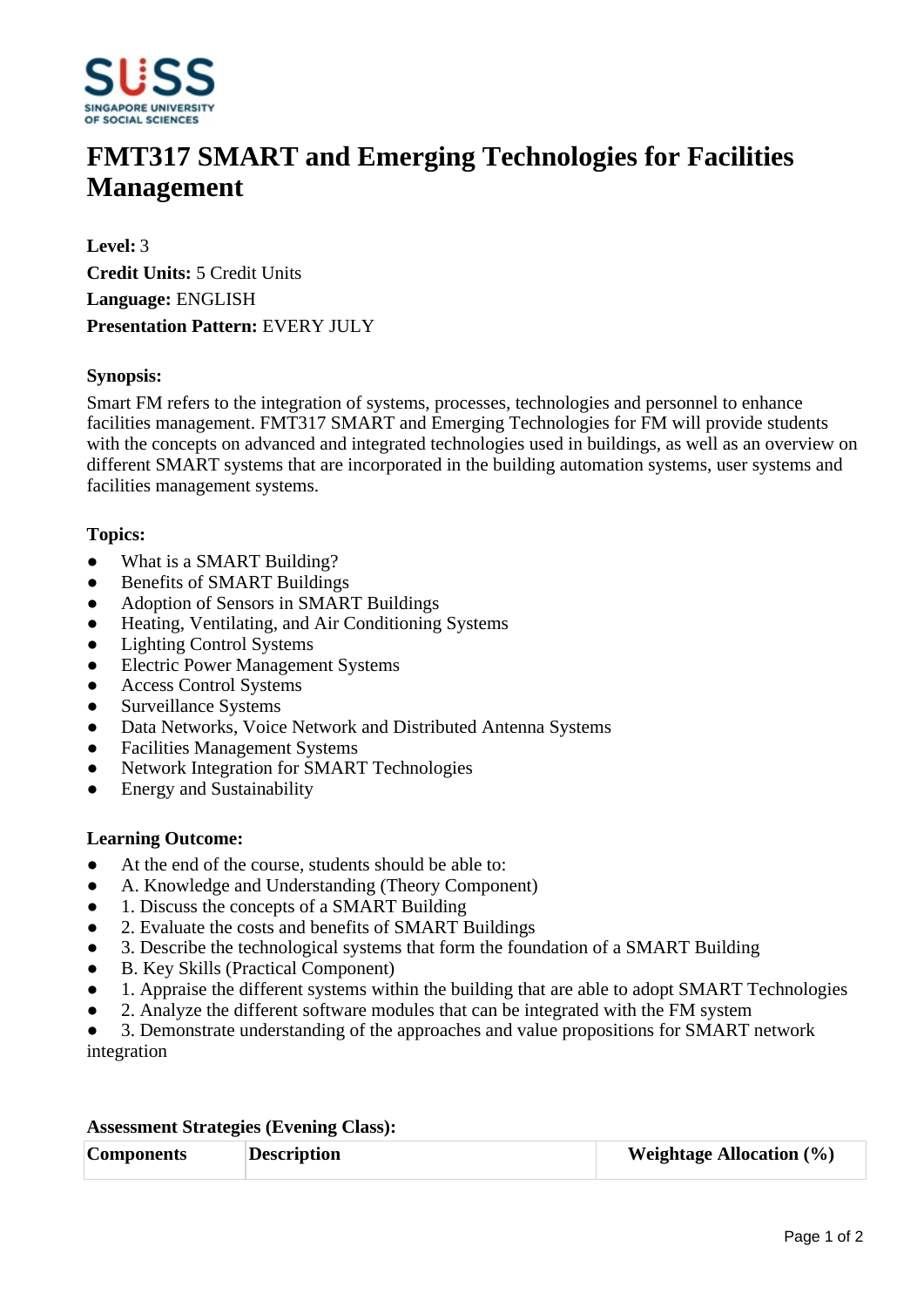# FMT317 SMART and Emerging Technologies for Facilities Management

**Level:** 3

**Credit Units:** 5 Credit Units

**Language:** ENGLISH

**Presentation Pattern:** EVERY JULY

**Synopsis:**

Smart FM refers to the integration of systems, processes, technologies and personnel to enhance facilities management. FMT317 SMART and Emerging Technologies for FM will provide students with the concepts on advanced and integrated technologies used in buildings, as well as an overview on different SMART systems that are incorporated in the building automation systems, user systems and facilities management systems.

**Topics:**

- What is a SMART Building?
- Benefits of SMART Buildings
- Adoption of Sensors in SMART Buildings
- Heating, Ventilating, and Air Conditioning Systems
- Lighting Control Systems
- Electric Power Management Systems
- Access Control Systems
- Surveillance Systems
- Data Networks, Voice Network and Distributed Antenna Systems
- Facilities Management Systems
- Network Integration for SMART Technologies
- Energy and Sustainability

**Learning Outcome:**

- At the end of the course, students should be able to:
- A. Knowledge and Understanding (Theory Component)
- 1. Discuss the concepts of a SMART Building
- 2. Evaluate the costs and benefits of SMART Buildings
- 3. Describe the technological systems that form the foundation of a SMART Building
- B. Key Skills (Practical Component)
- 1. Appraise the different systems within the building that are able to adopt SMART Technologies
- 2. Analyze the different software modules that can be integrated with the FM system
- 3. Demonstrate understanding of the approaches and value propositions for SMART network integration

**Assessment Strategies (Evening Class):**

| Components | Description | Weightage Allocation (%) |
|---|---|---|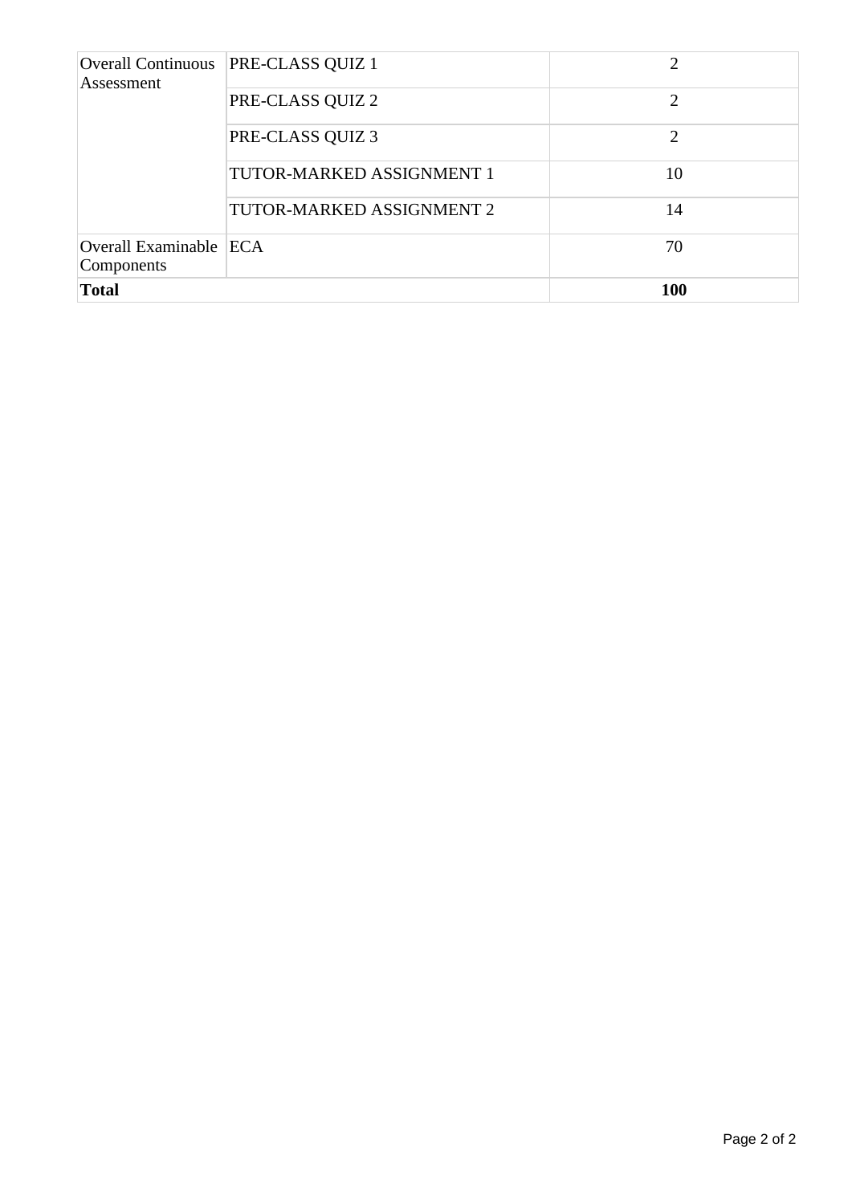| | | |
|---|---|---|
| Overall Continuous Assessment | PRE-CLASS QUIZ 1 | 2 |
| | PRE-CLASS QUIZ 2 | 2 |
| | PRE-CLASS QUIZ 3 | 2 |
| | TUTOR-MARKED ASSIGNMENT 1 | 10 |
| | TUTOR-MARKED ASSIGNMENT 2 | 14 |
| Overall Examinable Components | ECA | 70 |
| **Total** | | **100** |